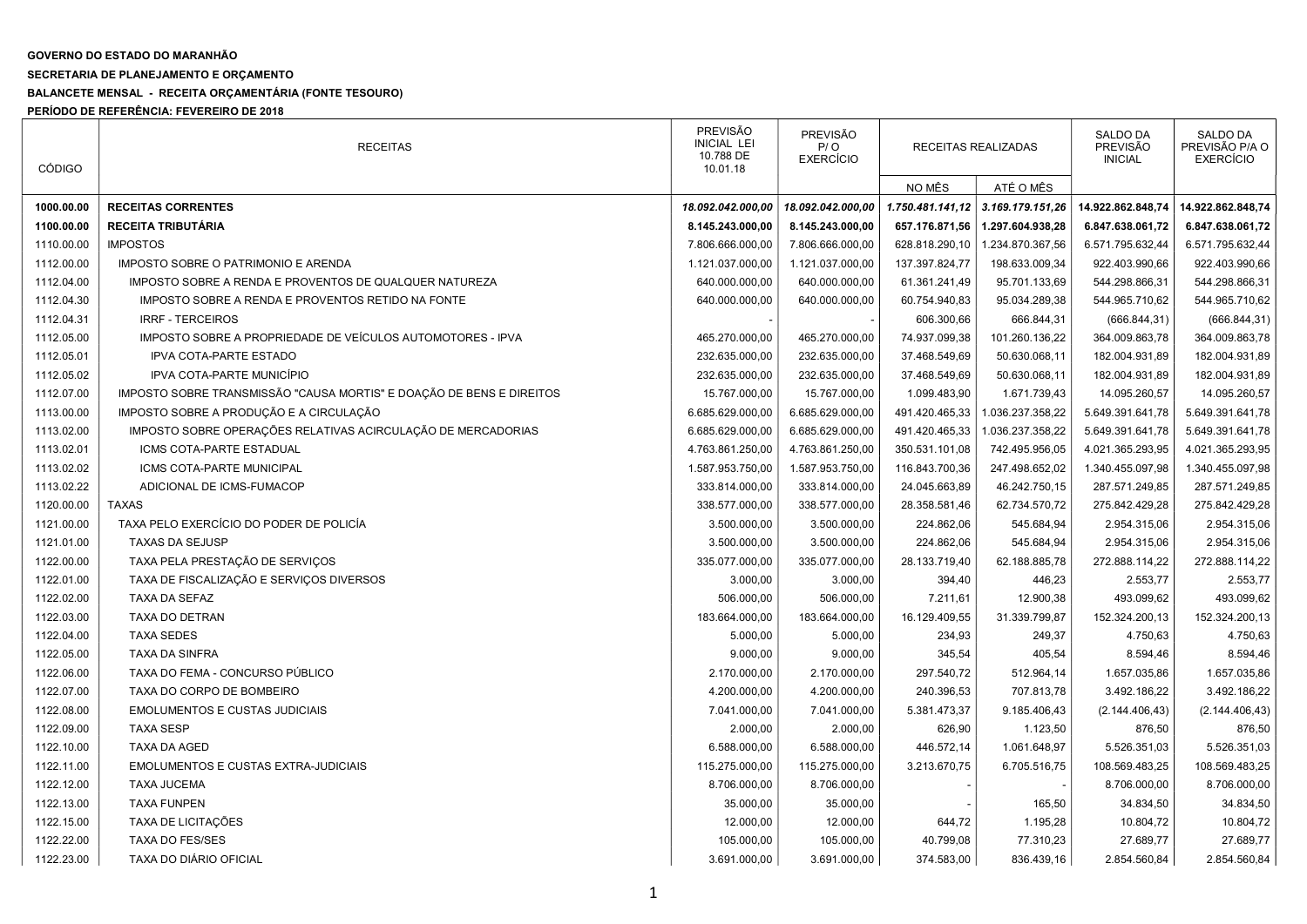**GOVERNO DO ESTADO DO MARANHÃO**

**SECRETARIA DE PLANEJAMENTO E ORÇAMENTO**

**BALANCETE MENSAL - RECEITA ORÇAMENTÁRIA (FONTE TESOURO)**

**PERÍODO DE REFERÊNCIA: FEVEREIRO DE 2018**

| CÓDIGO | RECEITAS | PREVISÃO INICIAL LEI 10.788 DE 10.01.18 | PREVISÃO P/ O EXERCÍCIO | RECEITAS REALIZADAS | | SALDO DA PREVISÃO INICIAL | SALDO DA PREVISÃO P/A O EXERCÍCIO |
|---|---|---|---|---|---|---|---|
| | | | | NO MÊS | ATÉ O MÊS | | |
| **1000.00.00** | **RECEITAS CORRENTES** | ***18.092.042.000,00*** | ***18.092.042.000,00*** | ***1.750.481.141,12*** | ***3.169.179.151,26*** | **14.922.862.848,74** | **14.922.862.848,74** |
| **1100.00.00** | **RECEITA TRIBUTÁRIA** | **8.145.243.000,00** | **8.145.243.000,00** | **657.176.871,56** | **1.297.604.938,28** | **6.847.638.061,72** | **6.847.638.061,72** |
| 1110.00.00 | IMPOSTOS | 7.806.666.000,00 | 7.806.666.000,00 | 628.818.290,10 | 1.234.870.367,56 | 6.571.795.632,44 | 6.571.795.632,44 |
| 1112.00.00 | IMPOSTO SOBRE O PATRIMONIO E ARENDA | 1.121.037.000,00 | 1.121.037.000,00 | 137.397.824,77 | 198.633.009,34 | 922.403.990,66 | 922.403.990,66 |
| 1112.04.00 | IMPOSTO SOBRE A RENDA E PROVENTOS DE QUALQUER NATUREZA | 640.000.000,00 | 640.000.000,00 | 61.361.241,49 | 95.701.133,69 | 544.298.866,31 | 544.298.866,31 |
| 1112.04.30 | IMPOSTO SOBRE A RENDA E PROVENTOS RETIDO NA FONTE | 640.000.000,00 | 640.000.000,00 | 60.754.940,83 | 95.034.289,38 | 544.965.710,62 | 544.965.710,62 |
| 1112.04.31 | IRRF - TERCEIROS | - | - | 606.300,66 | 666.844,31 | (666.844,31) | (666.844,31) |
| 1112.05.00 | IMPOSTO SOBRE A PROPRIEDADE DE VEÍCULOS AUTOMOTORES - IPVA | 465.270.000,00 | 465.270.000,00 | 74.937.099,38 | 101.260.136,22 | 364.009.863,78 | 364.009.863,78 |
| 1112.05.01 | IPVA COTA-PARTE ESTADO | 232.635.000,00 | 232.635.000,00 | 37.468.549,69 | 50.630.068,11 | 182.004.931,89 | 182.004.931,89 |
| 1112.05.02 | IPVA COTA-PARTE MUNICÍPIO | 232.635.000,00 | 232.635.000,00 | 37.468.549,69 | 50.630.068,11 | 182.004.931,89 | 182.004.931,89 |
| 1112.07.00 | IMPOSTO SOBRE TRANSMISSÃO "CAUSA MORTIS" E DOAÇÃO DE BENS E DIREITOS | 15.767.000,00 | 15.767.000,00 | 1.099.483,90 | 1.671.739,43 | 14.095.260,57 | 14.095.260,57 |
| 1113.00.00 | IMPOSTO SOBRE A PRODUÇÃO E A CIRCULAÇÃO | 6.685.629.000,00 | 6.685.629.000,00 | 491.420.465,33 | 1.036.237.358,22 | 5.649.391.641,78 | 5.649.391.641,78 |
| 1113.02.00 | IMPOSTO SOBRE OPERAÇÕES RELATIVAS ACIRCULAÇÃO DE MERCADORIAS | 6.685.629.000,00 | 6.685.629.000,00 | 491.420.465,33 | 1.036.237.358,22 | 5.649.391.641,78 | 5.649.391.641,78 |
| 1113.02.01 | ICMS COTA-PARTE ESTADUAL | 4.763.861.250,00 | 4.763.861.250,00 | 350.531.101,08 | 742.495.956,05 | 4.021.365.293,95 | 4.021.365.293,95 |
| 1113.02.02 | ICMS COTA-PARTE MUNICIPAL | 1.587.953.750,00 | 1.587.953.750,00 | 116.843.700,36 | 247.498.652,02 | 1.340.455.097,98 | 1.340.455.097,98 |
| 1113.02.22 | ADICIONAL DE ICMS-FUMACOP | 333.814.000,00 | 333.814.000,00 | 24.045.663,89 | 46.242.750,15 | 287.571.249,85 | 287.571.249,85 |
| 1120.00.00 | TAXAS | 338.577.000,00 | 338.577.000,00 | 28.358.581,46 | 62.734.570,72 | 275.842.429,28 | 275.842.429,28 |
| 1121.00.00 | TAXA PELO EXERCÍCIO DO PODER DE POLICÍA | 3.500.000,00 | 3.500.000,00 | 224.862,06 | 545.684,94 | 2.954.315,06 | 2.954.315,06 |
| 1121.01.00 | TAXAS DA SEJUSP | 3.500.000,00 | 3.500.000,00 | 224.862,06 | 545.684,94 | 2.954.315,06 | 2.954.315,06 |
| 1122.00.00 | TAXA PELA PRESTAÇÃO DE SERVIÇOS | 335.077.000,00 | 335.077.000,00 | 28.133.719,40 | 62.188.885,78 | 272.888.114,22 | 272.888.114,22 |
| 1122.01.00 | TAXA DE FISCALIZAÇÃO E SERVIÇOS DIVERSOS | 3.000,00 | 3.000,00 | 394,40 | 446,23 | 2.553,77 | 2.553,77 |
| 1122.02.00 | TAXA DA SEFAZ | 506.000,00 | 506.000,00 | 7.211,61 | 12.900,38 | 493.099,62 | 493.099,62 |
| 1122.03.00 | TAXA DO DETRAN | 183.664.000,00 | 183.664.000,00 | 16.129.409,55 | 31.339.799,87 | 152.324.200,13 | 152.324.200,13 |
| 1122.04.00 | TAXA SEDES | 5.000,00 | 5.000,00 | 234,93 | 249,37 | 4.750,63 | 4.750,63 |
| 1122.05.00 | TAXA DA SINFRA | 9.000,00 | 9.000,00 | 345,54 | 405,54 | 8.594,46 | 8.594,46 |
| 1122.06.00 | TAXA DO FEMA - CONCURSO PÚBLICO | 2.170.000,00 | 2.170.000,00 | 297.540,72 | 512.964,14 | 1.657.035,86 | 1.657.035,86 |
| 1122.07.00 | TAXA DO CORPO DE BOMBEIRO | 4.200.000,00 | 4.200.000,00 | 240.396,53 | 707.813,78 | 3.492.186,22 | 3.492.186,22 |
| 1122.08.00 | EMOLUMENTOS E CUSTAS JUDICIAIS | 7.041.000,00 | 7.041.000,00 | 5.381.473,37 | 9.185.406,43 | (2.144.406,43) | (2.144.406,43) |
| 1122.09.00 | TAXA SESP | 2.000,00 | 2.000,00 | 626,90 | 1.123,50 | 876,50 | 876,50 |
| 1122.10.00 | TAXA DA AGED | 6.588.000,00 | 6.588.000,00 | 446.572,14 | 1.061.648,97 | 5.526.351,03 | 5.526.351,03 |
| 1122.11.00 | EMOLUMENTOS E CUSTAS EXTRA-JUDICIAIS | 115.275.000,00 | 115.275.000,00 | 3.213.670,75 | 6.705.516,75 | 108.569.483,25 | 108.569.483,25 |
| 1122.12.00 | TAXA JUCEMA | 8.706.000,00 | 8.706.000,00 | - | - | 8.706.000,00 | 8.706.000,00 |
| 1122.13.00 | TAXA FUNPEN | 35.000,00 | 35.000,00 | - | 165,50 | 34.834,50 | 34.834,50 |
| 1122.15.00 | TAXA DE LICITAÇÕES | 12.000,00 | 12.000,00 | 644,72 | 1.195,28 | 10.804,72 | 10.804,72 |
| 1122.22.00 | TAXA DO FES/SES | 105.000,00 | 105.000,00 | 40.799,08 | 77.310,23 | 27.689,77 | 27.689,77 |
| 1122.23.00 | TAXA DO DIÁRIO OFICIAL | 3.691.000,00 | 3.691.000,00 | 374.583,00 | 836.439,16 | 2.854.560,84 | 2.854.560,84 |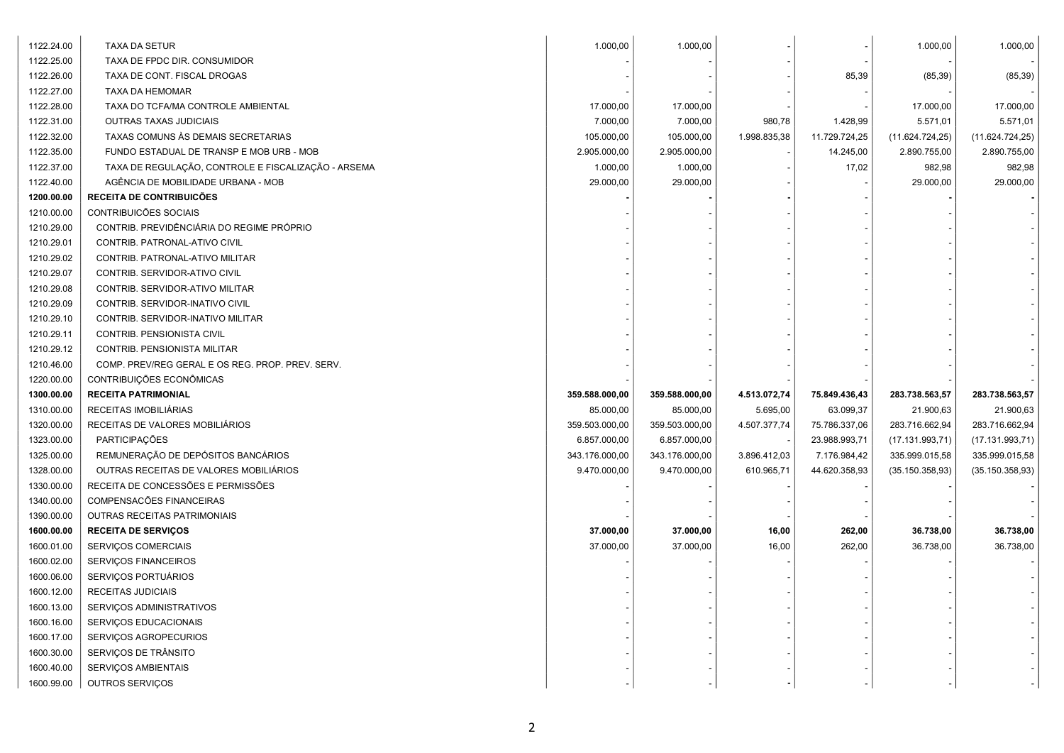| | | | | | | | |
|---|---|---|---|---|---|---|---|
| 1122.24.00 | TAXA DA SETUR | 1.000,00 | 1.000,00 | - | - | 1.000,00 | 1.000,00 |
| 1122.25.00 | TAXA DE FPDC DIR. CONSUMIDOR | - | - | - | - | - | - |
| 1122.26.00 | TAXA DE CONT. FISCAL DROGAS | - | - | - | 85,39 | (85,39) | (85,39) |
| 1122.27.00 | TAXA DA HEMOMAR | - | - | - | - | - | - |
| 1122.28.00 | TAXA DO TCFA/MA CONTROLE AMBIENTAL | 17.000,00 | 17.000,00 | - | - | 17.000,00 | 17.000,00 |
| 1122.31.00 | OUTRAS TAXAS JUDICIAIS | 7.000,00 | 7.000,00 | 980,78 | 1.428,99 | 5.571,01 | 5.571,01 |
| 1122.32.00 | TAXAS COMUNS ÀS DEMAIS SECRETARIAS | 105.000,00 | 105.000,00 | 1.998.835,38 | 11.729.724,25 | (11.624.724,25) | (11.624.724,25) |
| 1122.35.00 | FUNDO ESTADUAL DE TRANSP E MOB URB - MOB | 2.905.000,00 | 2.905.000,00 | - | 14.245,00 | 2.890.755,00 | 2.890.755,00 |
| 1122.37.00 | TAXA DE REGULAÇÃO, CONTROLE E FISCALIZAÇÃO - ARSEMA | 1.000,00 | 1.000,00 | - | 17,02 | 982,98 | 982,98 |
| 1122.40.00 | AGÊNCIA DE MOBILIDADE URBANA - MOB | 29.000,00 | 29.000,00 | - | - | 29.000,00 | 29.000,00 |
| **1200.00.00** | **RECEITA DE CONTRIBUICÕES** | **-** | **-** | **-** | - | **-** | **-** |
| 1210.00.00 | CONTRIBUICÕES SOCIAIS | - | - | - | - | - | - |
| 1210.29.00 | CONTRIB. PREVIDÊNCIÁRIA DO REGIME PRÓPRIO | - | - | - | - | - | - |
| 1210.29.01 | CONTRIB. PATRONAL-ATIVO CIVIL | - | - | - | - | - | - |
| 1210.29.02 | CONTRIB. PATRONAL-ATIVO MILITAR | - | - | - | - | - | - |
| 1210.29.07 | CONTRIB. SERVIDOR-ATIVO CIVIL | - | - | - | - | - | - |
| 1210.29.08 | CONTRIB. SERVIDOR-ATIVO MILITAR | - | - | - | - | - | - |
| 1210.29.09 | CONTRIB. SERVIDOR-INATIVO CIVIL | - | - | - | - | - | - |
| 1210.29.10 | CONTRIB. SERVIDOR-INATIVO MILITAR | - | - | - | - | - | - |
| 1210.29.11 | CONTRIB. PENSIONISTA CIVIL | - | - | - | - | - | - |
| 1210.29.12 | CONTRIB. PENSIONISTA MILITAR | - | - | - | - | - | - |
| 1210.46.00 | COMP. PREV/REG GERAL E OS REG. PROP. PREV. SERV. | - | - | - | - | - | - |
| 1220.00.00 | CONTRIBUIÇÕES ECONÔMICAS | - | - | - | - | - | - |
| **1300.00.00** | **RECEITA PATRIMONIAL** | **359.588.000,00** | **359.588.000,00** | **4.513.072,74** | **75.849.436,43** | **283.738.563,57** | **283.738.563,57** |
| 1310.00.00 | RECEITAS IMOBILIÁRIAS | 85.000,00 | 85.000,00 | 5.695,00 | 63.099,37 | 21.900,63 | 21.900,63 |
| 1320.00.00 | RECEITAS DE VALORES MOBILIÁRIOS | 359.503.000,00 | 359.503.000,00 | 4.507.377,74 | 75.786.337,06 | 283.716.662,94 | 283.716.662,94 |
| 1323.00.00 | PARTICIPAÇÕES | 6.857.000,00 | 6.857.000,00 | - | 23.988.993,71 | (17.131.993,71) | (17.131.993,71) |
| 1325.00.00 | REMUNERAÇÃO DE DEPÓSITOS BANCÁRIOS | 343.176.000,00 | 343.176.000,00 | 3.896.412,03 | 7.176.984,42 | 335.999.015,58 | 335.999.015,58 |
| 1328.00.00 | OUTRAS RECEITAS DE VALORES MOBILIÁRIOS | 9.470.000,00 | 9.470.000,00 | 610.965,71 | 44.620.358,93 | (35.150.358,93) | (35.150.358,93) |
| 1330.00.00 | RECEITA DE CONCESSÕES E PERMISSÕES | - | - | - | - | - | - |
| 1340.00.00 | COMPENSACÕES FINANCEIRAS | - | - | - | - | - | - |
| 1390.00.00 | OUTRAS RECEITAS PATRIMONIAIS | - | - | - | - | - | - |
| **1600.00.00** | **RECEITA DE SERVIÇOS** | **37.000,00** | **37.000,00** | **16,00** | **262,00** | **36.738,00** | **36.738,00** |
| 1600.01.00 | SERVIÇOS COMERCIAIS | 37.000,00 | 37.000,00 | 16,00 | 262,00 | 36.738,00 | 36.738,00 |
| 1600.02.00 | SERVIÇOS FINANCEIROS | - | - | - | - | - | - |
| 1600.06.00 | SERVIÇOS PORTUÁRIOS | - | - | - | - | - | - |
| 1600.12.00 | RECEITAS JUDICIAIS | - | - | - | - | - | - |
| 1600.13.00 | SERVIÇOS ADMINISTRATIVOS | - | - | - | - | - | - |
| 1600.16.00 | SERVIÇOS EDUCACIONAIS | - | - | - | - | - | - |
| 1600.17.00 | SERVIÇOS AGROPECURIOS | - | - | - | - | - | - |
| 1600.30.00 | SERVIÇOS DE TRÂNSITO | - | - | - | - | - | - |
| 1600.40.00 | SERVIÇOS AMBIENTAIS | - | - | - | - | - | - |
| 1600.99.00 | OUTROS SERVIÇOS | - | - | **-** | - | - | - |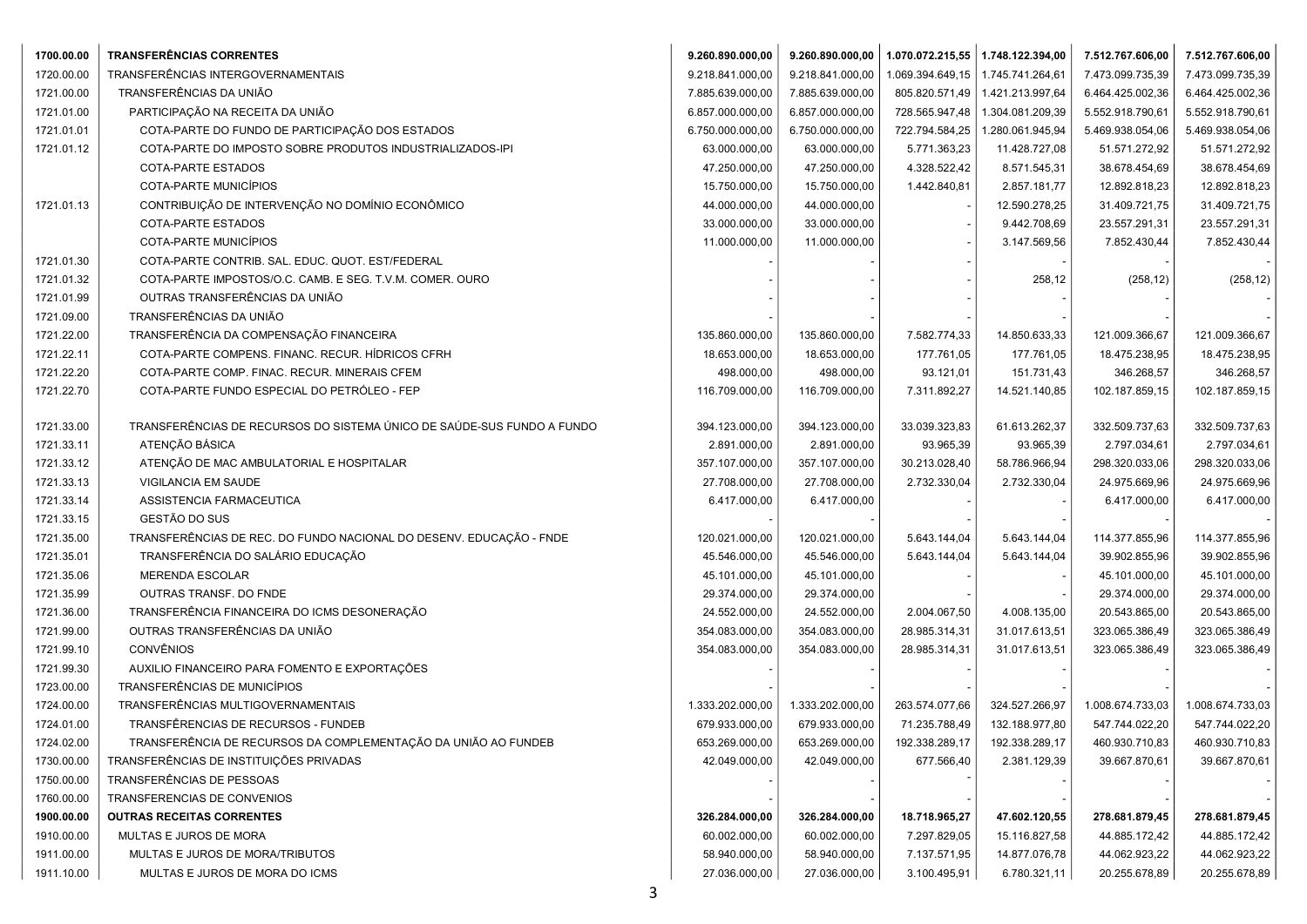| | | | | | | | |
|---|---|---|---|---|---|---|---|
| **1700.00.00** | **TRANSFERÊNCIAS CORRENTES** | **9.260.890.000,00** | **9.260.890.000,00** | **1.070.072.215,55** | **1.748.122.394,00** | **7.512.767.606,00** | **7.512.767.606,00** |
| 1720.00.00 | TRANSFERÊNCIAS INTERGOVERNAMENTAIS | 9.218.841.000,00 | 9.218.841.000,00 | 1.069.394.649,15 | 1.745.741.264,61 | 7.473.099.735,39 | 7.473.099.735,39 |
| 1721.00.00 | TRANSFERÊNCIAS DA UNIÃO | 7.885.639.000,00 | 7.885.639.000,00 | 805.820.571,49 | 1.421.213.997,64 | 6.464.425.002,36 | 6.464.425.002,36 |
| 1721.01.00 | PARTICIPAÇÃO NA RECEITA DA UNIÃO | 6.857.000.000,00 | 6.857.000.000,00 | 728.565.947,48 | 1.304.081.209,39 | 5.552.918.790,61 | 5.552.918.790,61 |
| 1721.01.01 | COTA-PARTE DO FUNDO DE PARTICIPAÇÃO DOS ESTADOS | 6.750.000.000,00 | 6.750.000.000,00 | 722.794.584,25 | 1.280.061.945,94 | 5.469.938.054,06 | 5.469.938.054,06 |
| 1721.01.12 | COTA-PARTE DO IMPOSTO SOBRE PRODUTOS INDUSTRIALIZADOS-IPI | 63.000.000,00 | 63.000.000,00 | 5.771.363,23 | 11.428.727,08 | 51.571.272,92 | 51.571.272,92 |
| | COTA-PARTE ESTADOS | 47.250.000,00 | 47.250.000,00 | 4.328.522,42 | 8.571.545,31 | 38.678.454,69 | 38.678.454,69 |
| | COTA-PARTE MUNICÍPIOS | 15.750.000,00 | 15.750.000,00 | 1.442.840,81 | 2.857.181,77 | 12.892.818,23 | 12.892.818,23 |
| 1721.01.13 | CONTRIBUIÇÃO DE INTERVENÇÃO NO DOMÍNIO ECONÔMICO | 44.000.000,00 | 44.000.000,00 | - | 12.590.278,25 | 31.409.721,75 | 31.409.721,75 |
| | COTA-PARTE ESTADOS | 33.000.000,00 | 33.000.000,00 | - | 9.442.708,69 | 23.557.291,31 | 23.557.291,31 |
| | COTA-PARTE MUNICÍPIOS | 11.000.000,00 | 11.000.000,00 | - | 3.147.569,56 | 7.852.430,44 | 7.852.430,44 |
| 1721.01.30 | COTA-PARTE CONTRIB. SAL. EDUC. QUOT. EST/FEDERAL | - | - | - | - | - | - |
| 1721.01.32 | COTA-PARTE IMPOSTOS/O.C. CAMB. E SEG. T.V.M. COMER. OURO | - | - | - | 258,12 | (258,12) | (258,12) |
| 1721.01.99 | OUTRAS TRANSFERÊNCIAS DA UNIÃO | - | - | - | - | - | - |
| 1721.09.00 | TRANSFERÊNCIAS DA UNIÃO | - | - | - | - | - | - |
| 1721.22.00 | TRANSFERÊNCIA DA COMPENSAÇÃO FINANCEIRA | 135.860.000,00 | 135.860.000,00 | 7.582.774,33 | 14.850.633,33 | 121.009.366,67 | 121.009.366,67 |
| 1721.22.11 | COTA-PARTE COMPENS. FINANC. RECUR. HÍDRICOS CFRH | 18.653.000,00 | 18.653.000,00 | 177.761,05 | 177.761,05 | 18.475.238,95 | 18.475.238,95 |
| 1721.22.20 | COTA-PARTE COMP. FINAC. RECUR. MINERAIS CFEM | 498.000,00 | 498.000,00 | 93.121,01 | 151.731,43 | 346.268,57 | 346.268,57 |
| 1721.22.70 | COTA-PARTE FUNDO ESPECIAL DO PETRÓLEO - FEP | 116.709.000,00 | 116.709.000,00 | 7.311.892,27 | 14.521.140,85 | 102.187.859,15 | 102.187.859,15 |
| 1721.33.00 | TRANSFERÊNCIAS DE RECURSOS DO SISTEMA ÚNICO DE SAÚDE-SUS FUNDO A FUNDO | 394.123.000,00 | 394.123.000,00 | 33.039.323,83 | 61.613.262,37 | 332.509.737,63 | 332.509.737,63 |
| 1721.33.11 | ATENÇÃO BÁSICA | 2.891.000,00 | 2.891.000,00 | 93.965,39 | 93.965,39 | 2.797.034,61 | 2.797.034,61 |
| 1721.33.12 | ATENÇÃO DE MAC AMBULATORIAL E HOSPITALAR | 357.107.000,00 | 357.107.000,00 | 30.213.028,40 | 58.786.966,94 | 298.320.033,06 | 298.320.033,06 |
| 1721.33.13 | VIGILANCIA EM SAUDE | 27.708.000,00 | 27.708.000,00 | 2.732.330,04 | 2.732.330,04 | 24.975.669,96 | 24.975.669,96 |
| 1721.33.14 | ASSISTENCIA FARMACEUTICA | 6.417.000,00 | 6.417.000,00 | - | - | 6.417.000,00 | 6.417.000,00 |
| 1721.33.15 | GESTÃO DO SUS | - | - | - | - | - | - |
| 1721.35.00 | TRANSFERÊNCIAS DE REC. DO FUNDO NACIONAL DO DESENV. EDUCAÇÃO - FNDE | 120.021.000,00 | 120.021.000,00 | 5.643.144,04 | 5.643.144,04 | 114.377.855,96 | 114.377.855,96 |
| 1721.35.01 | TRANSFERÊNCIA DO SALÁRIO EDUCAÇÃO | 45.546.000,00 | 45.546.000,00 | 5.643.144,04 | 5.643.144,04 | 39.902.855,96 | 39.902.855,96 |
| 1721.35.06 | MERENDA ESCOLAR | 45.101.000,00 | 45.101.000,00 | - | - | 45.101.000,00 | 45.101.000,00 |
| 1721.35.99 | OUTRAS TRANSF. DO FNDE | 29.374.000,00 | 29.374.000,00 | - | - | 29.374.000,00 | 29.374.000,00 |
| 1721.36.00 | TRANSFERÊNCIA FINANCEIRA DO ICMS DESONERAÇÃO | 24.552.000,00 | 24.552.000,00 | 2.004.067,50 | 4.008.135,00 | 20.543.865,00 | 20.543.865,00 |
| 1721.99.00 | OUTRAS TRANSFERÊNCIAS DA UNIÃO | 354.083.000,00 | 354.083.000,00 | 28.985.314,31 | 31.017.613,51 | 323.065.386,49 | 323.065.386,49 |
| 1721.99.10 | CONVÊNIOS | 354.083.000,00 | 354.083.000,00 | 28.985.314,31 | 31.017.613,51 | 323.065.386,49 | 323.065.386,49 |
| 1721.99.30 | AUXILIO FINANCEIRO PARA FOMENTO E EXPORTAÇÕES | - | - | - | - | - | - |
| 1723.00.00 | TRANSFERÊNCIAS DE MUNICÍPIOS | - | - | - | - | - | - |
| 1724.00.00 | TRANSFERÊNCIAS MULTIGOVERNAMENTAIS | 1.333.202.000,00 | 1.333.202.000,00 | 263.574.077,66 | 324.527.266,97 | 1.008.674.733,03 | 1.008.674.733,03 |
| 1724.01.00 | TRANSFÊRENCIAS DE RECURSOS - FUNDEB | 679.933.000,00 | 679.933.000,00 | 71.235.788,49 | 132.188.977,80 | 547.744.022,20 | 547.744.022,20 |
| 1724.02.00 | TRANSFERÊNCIA DE RECURSOS DA COMPLEMENTAÇÃO DA UNIÃO AO FUNDEB | 653.269.000,00 | 653.269.000,00 | 192.338.289,17 | 192.338.289,17 | 460.930.710,83 | 460.930.710,83 |
| 1730.00.00 | TRANSFERÊNCIAS DE INSTITUIÇÕES PRIVADAS | 42.049.000,00 | 42.049.000,00 | 677.566,40 | 2.381.129,39 | 39.667.870,61 | 39.667.870,61 |
| 1750.00.00 | TRANSFERÊNCIAS DE PESSOAS | - | - | - | - | - | - |
| 1760.00.00 | TRANSFERENCIAS DE CONVENIOS | - | - | - | - | - | - |
| **1900.00.00** | **OUTRAS RECEITAS CORRENTES** | **326.284.000,00** | **326.284.000,00** | **18.718.965,27** | **47.602.120,55** | **278.681.879,45** | **278.681.879,45** |
| 1910.00.00 | MULTAS E JUROS DE MORA | 60.002.000,00 | 60.002.000,00 | 7.297.829,05 | 15.116.827,58 | 44.885.172,42 | 44.885.172,42 |
| 1911.00.00 | MULTAS E JUROS DE MORA/TRIBUTOS | 58.940.000,00 | 58.940.000,00 | 7.137.571,95 | 14.877.076,78 | 44.062.923,22 | 44.062.923,22 |
| 1911.10.00 | MULTAS E JUROS DE MORA DO ICMS | 27.036.000,00 | 27.036.000,00 | 3.100.495,91 | 6.780.321,11 | 20.255.678,89 | 20.255.678,89 |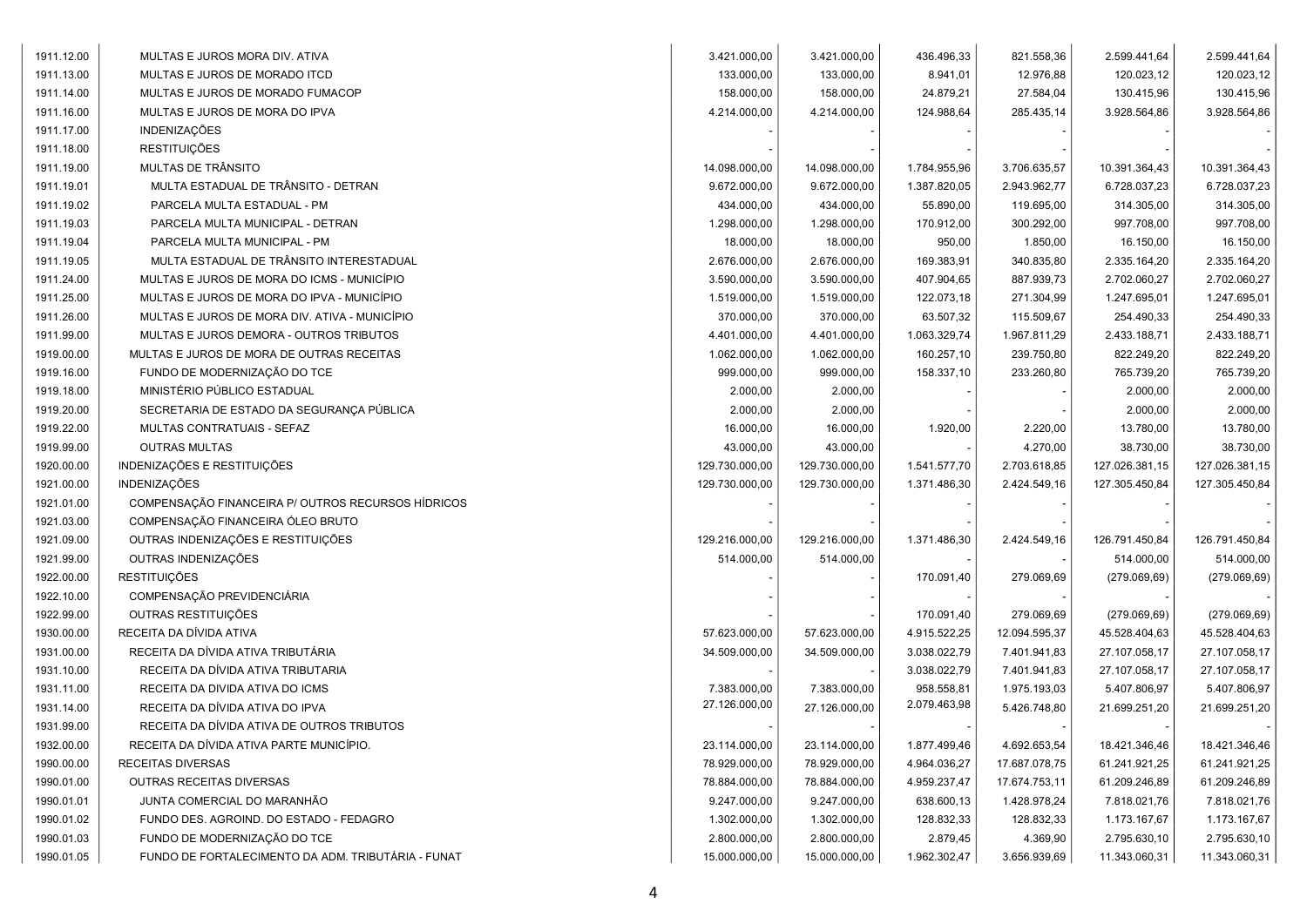| | | | | | | |
|---|---|---|---|---|---|---|
| 1911.12.00 | MULTAS E JUROS MORA DIV. ATIVA | 3.421.000,00 | 3.421.000,00 | 436.496,33 | 821.558,36 | 2.599.441,64 | 2.599.441,64 |
| 1911.13.00 | MULTAS E JUROS DE MORADO ITCD | 133.000,00 | 133.000,00 | 8.941,01 | 12.976,88 | 120.023,12 | 120.023,12 |
| 1911.14.00 | MULTAS E JUROS DE MORADO FUMACOP | 158.000,00 | 158.000,00 | 24.879,21 | 27.584,04 | 130.415,96 | 130.415,96 |
| 1911.16.00 | MULTAS E JUROS DE MORA DO IPVA | 4.214.000,00 | 4.214.000,00 | 124.988,64 | 285.435,14 | 3.928.564,86 | 3.928.564,86 |
| 1911.17.00 | INDENIZAÇÕES | - | - | - | - | - | - |
| 1911.18.00 | RESTITUIÇÕES | - | - | - | - | - | - |
| 1911.19.00 | MULTAS DE TRÂNSITO | 14.098.000,00 | 14.098.000,00 | 1.784.955,96 | 3.706.635,57 | 10.391.364,43 | 10.391.364,43 |
| 1911.19.01 | MULTA ESTADUAL DE TRÂNSITO - DETRAN | 9.672.000,00 | 9.672.000,00 | 1.387.820,05 | 2.943.962,77 | 6.728.037,23 | 6.728.037,23 |
| 1911.19.02 | PARCELA MULTA ESTADUAL - PM | 434.000,00 | 434.000,00 | 55.890,00 | 119.695,00 | 314.305,00 | 314.305,00 |
| 1911.19.03 | PARCELA MULTA MUNICIPAL - DETRAN | 1.298.000,00 | 1.298.000,00 | 170.912,00 | 300.292,00 | 997.708,00 | 997.708,00 |
| 1911.19.04 | PARCELA MULTA MUNICIPAL - PM | 18.000,00 | 18.000,00 | 950,00 | 1.850,00 | 16.150,00 | 16.150,00 |
| 1911.19.05 | MULTA ESTADUAL DE TRÂNSITO INTERESTADUAL | 2.676.000,00 | 2.676.000,00 | 169.383,91 | 340.835,80 | 2.335.164,20 | 2.335.164,20 |
| 1911.24.00 | MULTAS E JUROS DE MORA DO ICMS - MUNICÍPIO | 3.590.000,00 | 3.590.000,00 | 407.904,65 | 887.939,73 | 2.702.060,27 | 2.702.060,27 |
| 1911.25.00 | MULTAS E JUROS DE MORA DO IPVA - MUNICÍPIO | 1.519.000,00 | 1.519.000,00 | 122.073,18 | 271.304,99 | 1.247.695,01 | 1.247.695,01 |
| 1911.26.00 | MULTAS E JUROS DE MORA DIV. ATIVA - MUNICÍPIO | 370.000,00 | 370.000,00 | 63.507,32 | 115.509,67 | 254.490,33 | 254.490,33 |
| 1911.99.00 | MULTAS E JUROS DEMORA - OUTROS TRIBUTOS | 4.401.000,00 | 4.401.000,00 | 1.063.329,74 | 1.967.811,29 | 2.433.188,71 | 2.433.188,71 |
| 1919.00.00 | MULTAS E JUROS DE MORA DE OUTRAS RECEITAS | 1.062.000,00 | 1.062.000,00 | 160.257,10 | 239.750,80 | 822.249,20 | 822.249,20 |
| 1919.16.00 | FUNDO DE MODERNIZAÇÃO DO TCE | 999.000,00 | 999.000,00 | 158.337,10 | 233.260,80 | 765.739,20 | 765.739,20 |
| 1919.18.00 | MINISTÉRIO PÚBLICO ESTADUAL | 2.000,00 | 2.000,00 | - | - | 2.000,00 | 2.000,00 |
| 1919.20.00 | SECRETARIA DE ESTADO DA SEGURANÇA PÚBLICA | 2.000,00 | 2.000,00 | - | - | 2.000,00 | 2.000,00 |
| 1919.22.00 | MULTAS CONTRATUAIS - SEFAZ | 16.000,00 | 16.000,00 | 1.920,00 | 2.220,00 | 13.780,00 | 13.780,00 |
| 1919.99.00 | OUTRAS MULTAS | 43.000,00 | 43.000,00 | - | 4.270,00 | 38.730,00 | 38.730,00 |
| 1920.00.00 | INDENIZAÇÕES E RESTITUIÇÕES | 129.730.000,00 | 129.730.000,00 | 1.541.577,70 | 2.703.618,85 | 127.026.381,15 | 127.026.381,15 |
| 1921.00.00 | INDENIZAÇÕES | 129.730.000,00 | 129.730.000,00 | 1.371.486,30 | 2.424.549,16 | 127.305.450,84 | 127.305.450,84 |
| 1921.01.00 | COMPENSAÇÃO FINANCEIRA P/ OUTROS RECURSOS HÍDRICOS | - | - | - | - | - | - |
| 1921.03.00 | COMPENSAÇÃO FINANCEIRA ÓLEO BRUTO | - | - | - | - | - | - |
| 1921.09.00 | OUTRAS INDENIZAÇÕES E RESTITUIÇÕES | 129.216.000,00 | 129.216.000,00 | 1.371.486,30 | 2.424.549,16 | 126.791.450,84 | 126.791.450,84 |
| 1921.99.00 | OUTRAS INDENIZAÇÕES | 514.000,00 | 514.000,00 | - | - | 514.000,00 | 514.000,00 |
| 1922.00.00 | RESTITUIÇÕES | - | - | 170.091,40 | 279.069,69 | (279.069,69) | (279.069,69) |
| 1922.10.00 | COMPENSAÇÃO PREVIDENCIÁRIA | - | - | - | - | - | - |
| 1922.99.00 | OUTRAS RESTITUIÇÕES | - | - | 170.091,40 | 279.069,69 | (279.069,69) | (279.069,69) |
| 1930.00.00 | RECEITA DA DÍVIDA ATIVA | 57.623.000,00 | 57.623.000,00 | 4.915.522,25 | 12.094.595,37 | 45.528.404,63 | 45.528.404,63 |
| 1931.00.00 | RECEITA DA DÍVIDA ATIVA TRIBUTÁRIA | 34.509.000,00 | 34.509.000,00 | 3.038.022,79 | 7.401.941,83 | 27.107.058,17 | 27.107.058,17 |
| 1931.10.00 | RECEITA DA DÍVIDA ATIVA TRIBUTARIA | - | - | 3.038.022,79 | 7.401.941,83 | 27.107.058,17 | 27.107.058,17 |
| 1931.11.00 | RECEITA DA DIVIDA ATIVA DO ICMS | 7.383.000,00 | 7.383.000,00 | 958.558,81 | 1.975.193,03 | 5.407.806,97 | 5.407.806,97 |
| 1931.14.00 | RECEITA DA DÍVIDA ATIVA DO IPVA | 27.126.000,00 | 27.126.000,00 | 2.079.463,98 | 5.426.748,80 | 21.699.251,20 | 21.699.251,20 |
| 1931.99.00 | RECEITA DA DÍVIDA ATIVA DE OUTROS TRIBUTOS | - | - | - | - | - | - |
| 1932.00.00 | RECEITA DA DÍVIDA ATIVA PARTE MUNICÍPIO. | 23.114.000,00 | 23.114.000,00 | 1.877.499,46 | 4.692.653,54 | 18.421.346,46 | 18.421.346,46 |
| 1990.00.00 | RECEITAS DIVERSAS | 78.929.000,00 | 78.929.000,00 | 4.964.036,27 | 17.687.078,75 | 61.241.921,25 | 61.241.921,25 |
| 1990.01.00 | OUTRAS RECEITAS DIVERSAS | 78.884.000,00 | 78.884.000,00 | 4.959.237,47 | 17.674.753,11 | 61.209.246,89 | 61.209.246,89 |
| 1990.01.01 | JUNTA COMERCIAL DO MARANHÃO | 9.247.000,00 | 9.247.000,00 | 638.600,13 | 1.428.978,24 | 7.818.021,76 | 7.818.021,76 |
| 1990.01.02 | FUNDO DES. AGROIND. DO ESTADO - FEDAGRO | 1.302.000,00 | 1.302.000,00 | 128.832,33 | 128.832,33 | 1.173.167,67 | 1.173.167,67 |
| 1990.01.03 | FUNDO DE MODERNIZAÇÃO DO TCE | 2.800.000,00 | 2.800.000,00 | 2.879,45 | 4.369,90 | 2.795.630,10 | 2.795.630,10 |
| 1990.01.05 | FUNDO DE FORTALECIMENTO DA ADM. TRIBUTÁRIA - FUNAT | 15.000.000,00 | 15.000.000,00 | 1.962.302,47 | 3.656.939,69 | 11.343.060,31 | 11.343.060,31 |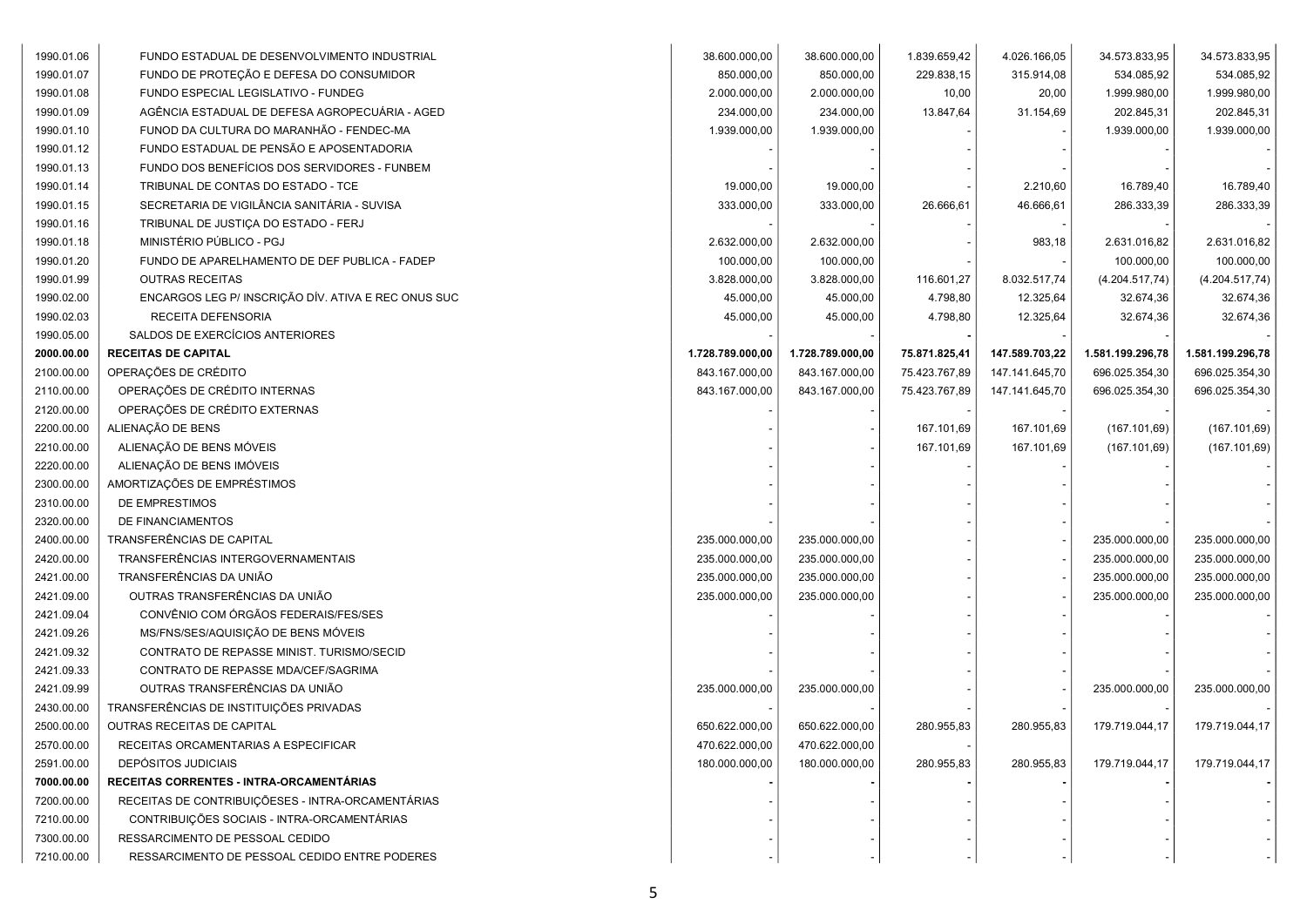| | | | | | | | |
|---|---|---|---|---|---|---|---|
| 1990.01.06 | FUNDO ESTADUAL DE DESENVOLVIMENTO INDUSTRIAL | 38.600.000,00 | 38.600.000,00 | 1.839.659,42 | 4.026.166,05 | 34.573.833,95 | 34.573.833,95 |
| 1990.01.07 | FUNDO DE PROTEÇÃO E DEFESA DO CONSUMIDOR | 850.000,00 | 850.000,00 | 229.838,15 | 315.914,08 | 534.085,92 | 534.085,92 |
| 1990.01.08 | FUNDO ESPECIAL LEGISLATIVO - FUNDEG | 2.000.000,00 | 2.000.000,00 | 10,00 | 20,00 | 1.999.980,00 | 1.999.980,00 |
| 1990.01.09 | AGÊNCIA ESTADUAL DE DEFESA AGROPECUÁRIA - AGED | 234.000,00 | 234.000,00 | 13.847,64 | 31.154,69 | 202.845,31 | 202.845,31 |
| 1990.01.10 | FUNOD DA CULTURA DO MARANHÃO - FENDEC-MA | 1.939.000,00 | 1.939.000,00 | - | - | 1.939.000,00 | 1.939.000,00 |
| 1990.01.12 | FUNDO ESTADUAL DE PENSÃO E APOSENTADORIA | - | - | - | - | - | - |
| 1990.01.13 | FUNDO DOS BENEFÍCIOS DOS SERVIDORES - FUNBEM | - | - | - | - | - | - |
| 1990.01.14 | TRIBUNAL DE CONTAS DO ESTADO - TCE | 19.000,00 | 19.000,00 | - | 2.210,60 | 16.789,40 | 16.789,40 |
| 1990.01.15 | SECRETARIA DE VIGILÂNCIA SANITÁRIA - SUVISA | 333.000,00 | 333.000,00 | 26.666,61 | 46.666,61 | 286.333,39 | 286.333,39 |
| 1990.01.16 | TRIBUNAL DE JUSTIÇA DO ESTADO - FERJ | - | - | - | - | - | - |
| 1990.01.18 | MINISTÉRIO PÚBLICO - PGJ | 2.632.000,00 | 2.632.000,00 | - | 983,18 | 2.631.016,82 | 2.631.016,82 |
| 1990.01.20 | FUNDO DE APARELHAMENTO DE DEF PUBLICA - FADEP | 100.000,00 | 100.000,00 | - | - | 100.000,00 | 100.000,00 |
| 1990.01.99 | OUTRAS RECEITAS | 3.828.000,00 | 3.828.000,00 | 116.601,27 | 8.032.517,74 | (4.204.517,74) | (4.204.517,74) |
| 1990.02.00 | ENCARGOS LEG P/ INSCRIÇÃO DÍV. ATIVA E REC ONUS SUC | 45.000,00 | 45.000,00 | 4.798,80 | 12.325,64 | 32.674,36 | 32.674,36 |
| 1990.02.03 | RECEITA DEFENSORIA | 45.000,00 | 45.000,00 | 4.798,80 | 12.325,64 | 32.674,36 | 32.674,36 |
| 1990.05.00 | SALDOS DE EXERCÍCIOS ANTERIORES | - | - | - | - | - | - |
| **2000.00.00** | **RECEITAS DE CAPITAL** | **1.728.789.000,00** | **1.728.789.000,00** | **75.871.825,41** | **147.589.703,22** | **1.581.199.296,78** | **1.581.199.296,78** |
| 2100.00.00 | OPERAÇÕES DE CRÉDITO | 843.167.000,00 | 843.167.000,00 | 75.423.767,89 | 147.141.645,70 | 696.025.354,30 | 696.025.354,30 |
| 2110.00.00 | OPERAÇÕES DE CRÉDITO INTERNAS | 843.167.000,00 | 843.167.000,00 | 75.423.767,89 | 147.141.645,70 | 696.025.354,30 | 696.025.354,30 |
| 2120.00.00 | OPERAÇÕES DE CRÉDITO EXTERNAS | - | - | - | - | - | - |
| 2200.00.00 | ALIENAÇÃO DE BENS | - | - | 167.101,69 | 167.101,69 | (167.101,69) | (167.101,69) |
| 2210.00.00 | ALIENAÇÃO DE BENS MÓVEIS | - | - | 167.101,69 | 167.101,69 | (167.101,69) | (167.101,69) |
| 2220.00.00 | ALIENAÇÃO DE BENS IMÓVEIS | - | - | - | - | - | - |
| 2300.00.00 | AMORTIZAÇÕES DE EMPRÉSTIMOS | - | - | - | - | - | - |
| 2310.00.00 | DE EMPRESTIMOS | - | - | - | - | - | - |
| 2320.00.00 | DE FINANCIAMENTOS | - | - | - | - | - | - |
| 2400.00.00 | TRANSFERÊNCIAS DE CAPITAL | 235.000.000,00 | 235.000.000,00 | - | - | 235.000.000,00 | 235.000.000,00 |
| 2420.00.00 | TRANSFERÊNCIAS INTERGOVERNAMENTAIS | 235.000.000,00 | 235.000.000,00 | - | - | 235.000.000,00 | 235.000.000,00 |
| 2421.00.00 | TRANSFERÊNCIAS DA UNIÃO | 235.000.000,00 | 235.000.000,00 | - | - | 235.000.000,00 | 235.000.000,00 |
| 2421.09.00 | OUTRAS TRANSFERÊNCIAS DA UNIÃO | 235.000.000,00 | 235.000.000,00 | - | - | 235.000.000,00 | 235.000.000,00 |
| 2421.09.04 | CONVÊNIO COM ÓRGÃOS FEDERAIS/FES/SES | - | - | - | - | - | - |
| 2421.09.26 | MS/FNS/SES/AQUISIÇÃO DE BENS MÓVEIS | - | - | - | - | - | - |
| 2421.09.32 | CONTRATO DE REPASSE MINIST. TURISMO/SECID | - | - | - | - | - | - |
| 2421.09.33 | CONTRATO DE REPASSE MDA/CEF/SAGRIMA | - | - | - | - | - | - |
| 2421.09.99 | OUTRAS TRANSFERÊNCIAS DA UNIÃO | 235.000.000,00 | 235.000.000,00 | - | - | 235.000.000,00 | 235.000.000,00 |
| 2430.00.00 | TRANSFERÊNCIAS DE INSTITUIÇÕES PRIVADAS | - | - | - | - | - | - |
| 2500.00.00 | OUTRAS RECEITAS DE CAPITAL | 650.622.000,00 | 650.622.000,00 | 280.955,83 | 280.955,83 | 179.719.044,17 | 179.719.044,17 |
| 2570.00.00 | RECEITAS ORCAMENTARIAS A ESPECIFICAR | 470.622.000,00 | 470.622.000,00 | - | | | |
| 2591.00.00 | DEPÓSITOS JUDICIAIS | 180.000.000,00 | 180.000.000,00 | 280.955,83 | 280.955,83 | 179.719.044,17 | 179.719.044,17 |
| **7000.00.00** | **RECEITAS CORRENTES - INTRA-ORCAMENTÁRIAS** | **-** | **-** | **-** | **-** | **-** | **-** |
| 7200.00.00 | RECEITAS DE CONTRIBUIÇÕESES - INTRA-ORCAMENTÁRIAS | - | - | - | - | - | - |
| 7210.00.00 | CONTRIBUIÇÕES SOCIAIS - INTRA-ORCAMENTÁRIAS | - | - | - | - | - | - |
| 7300.00.00 | RESSARCIMENTO DE PESSOAL CEDIDO | - | - | - | - | - | - |
| 7210.00.00 | RESSARCIMENTO DE PESSOAL CEDIDO ENTRE PODERES | - | - | - | - | - | - |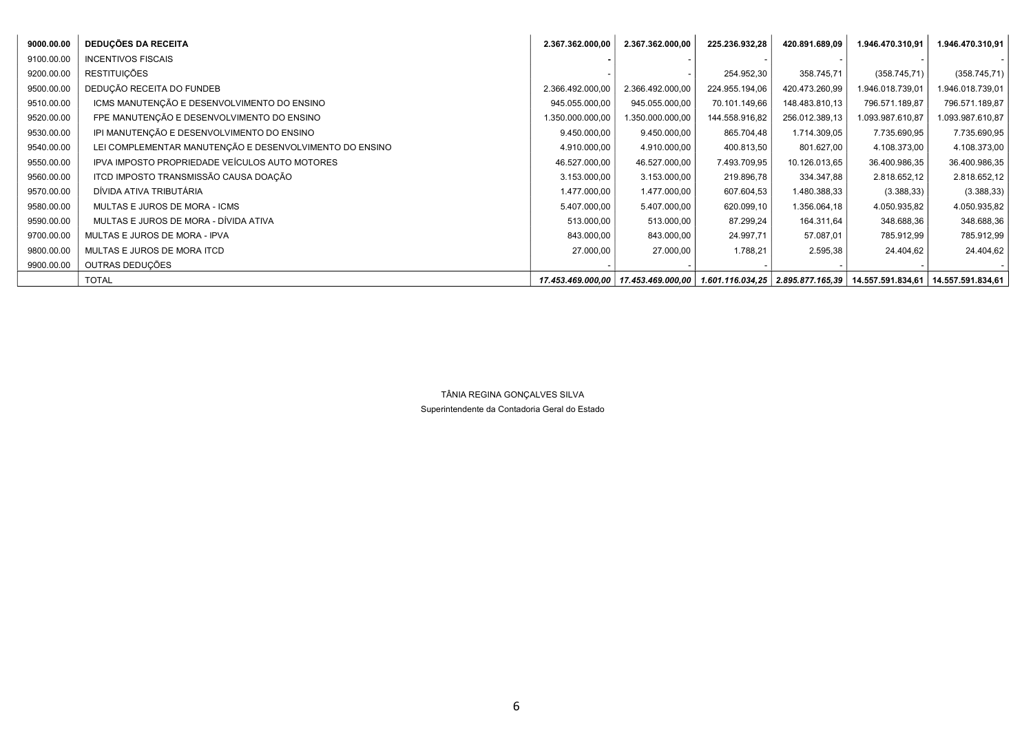| | | | | | | | |
|---|---|---|---|---|---|---|---|
| **9000.00.00** | **DEDUÇÕES DA RECEITA** | **2.367.362.000,00** | **2.367.362.000,00** | **225.236.932,28** | **420.891.689,09** | **1.946.470.310,91** | **1.946.470.310,91** |
| 9100.00.00 | INCENTIVOS FISCAIS | **-** | - | - | - | - | - |
| 9200.00.00 | RESTITUIÇÕES | - | - | 254.952,30 | 358.745,71 | (358.745,71) | (358.745,71) |
| 9500.00.00 | DEDUÇÃO RECEITA DO FUNDEB | 2.366.492.000,00 | 2.366.492.000,00 | 224.955.194,06 | 420.473.260,99 | 1.946.018.739,01 | 1.946.018.739,01 |
| 9510.00.00 | ICMS MANUTENÇÃO E DESENVOLVIMENTO DO ENSINO | 945.055.000,00 | 945.055.000,00 | 70.101.149,66 | 148.483.810,13 | 796.571.189,87 | 796.571.189,87 |
| 9520.00.00 | FPE MANUTENÇÃO E DESENVOLVIMENTO DO ENSINO | 1.350.000.000,00 | 1.350.000.000,00 | 144.558.916,82 | 256.012.389,13 | 1.093.987.610,87 | 1.093.987.610,87 |
| 9530.00.00 | IPI MANUTENÇÃO E DESENVOLVIMENTO DO ENSINO | 9.450.000,00 | 9.450.000,00 | 865.704,48 | 1.714.309,05 | 7.735.690,95 | 7.735.690,95 |
| 9540.00.00 | LEI COMPLEMENTAR MANUTENÇÃO E DESENVOLVIMENTO DO ENSINO | 4.910.000,00 | 4.910.000,00 | 400.813,50 | 801.627,00 | 4.108.373,00 | 4.108.373,00 |
| 9550.00.00 | IPVA IMPOSTO PROPRIEDADE VEÍCULOS AUTO MOTORES | 46.527.000,00 | 46.527.000,00 | 7.493.709,95 | 10.126.013,65 | 36.400.986,35 | 36.400.986,35 |
| 9560.00.00 | ITCD IMPOSTO TRANSMISSÃO CAUSA DOAÇÃO | 3.153.000,00 | 3.153.000,00 | 219.896,78 | 334.347,88 | 2.818.652,12 | 2.818.652,12 |
| 9570.00.00 | DÍVIDA ATIVA TRIBUTÁRIA | 1.477.000,00 | 1.477.000,00 | 607.604,53 | 1.480.388,33 | (3.388,33) | (3.388,33) |
| 9580.00.00 | MULTAS E JUROS DE MORA - ICMS | 5.407.000,00 | 5.407.000,00 | 620.099,10 | 1.356.064,18 | 4.050.935,82 | 4.050.935,82 |
| 9590.00.00 | MULTAS E JUROS DE MORA - DÍVIDA ATIVA | 513.000,00 | 513.000,00 | 87.299,24 | 164.311,64 | 348.688,36 | 348.688,36 |
| 9700.00.00 | MULTAS E JUROS DE MORA - IPVA | 843.000,00 | 843.000,00 | 24.997,71 | 57.087,01 | 785.912,99 | 785.912,99 |
| 9800.00.00 | MULTAS E JUROS DE MORA ITCD | 27.000,00 | 27.000,00 | 1.788,21 | 2.595,38 | 24.404,62 | 24.404,62 |
| 9900.00.00 | OUTRAS DEDUÇÕES | - | - | - | - | - | - |
| | TOTAL | ***17.453.469.000,00*** | ***17.453.469.000,00*** | ***1.601.116.034,25*** | ***2.895.877.165,39*** | **14.557.591.834,61** | **14.557.591.834,61** |

TÂNIA REGINA GONÇALVES SILVA

Superintendente da Contadoria Geral do Estado